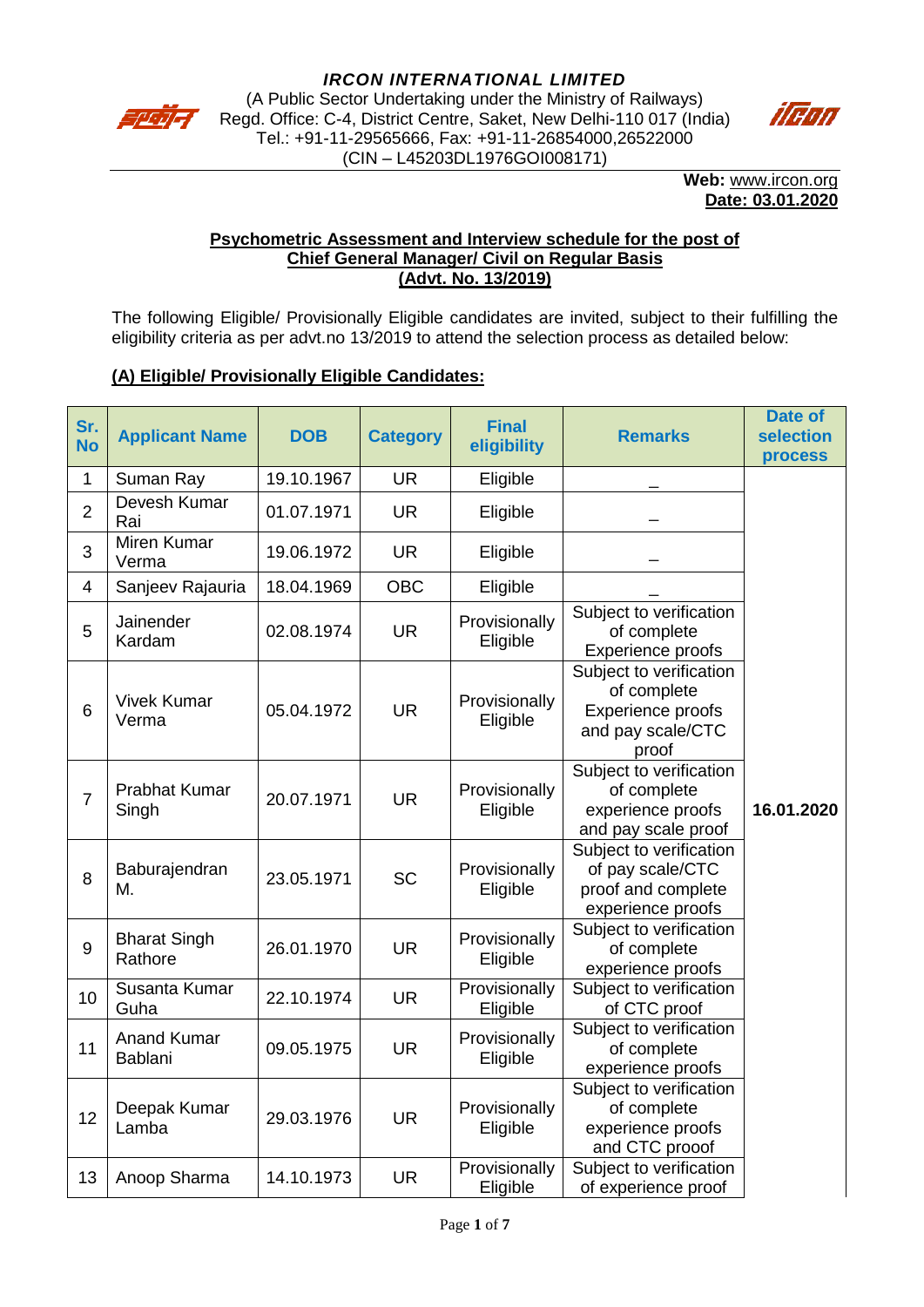***IRCON INTERNATIONAL LIMITED***

(A Public Sector Undertaking under the Ministry of Railways)
Regd. Office: C-4, District Centre, Saket, New Delhi-110 017 (India)
Tel.: +91-11-29565666, Fax: +91-11-26854000,26522000
(CIN – L45203DL1976GOI008171)

**Web:** www.ircon.org
**Date: 03.01.2020**

## Psychometric Assessment and Interview schedule for the post of Chief General Manager/ Civil on Regular Basis (Advt. No. 13/2019)

The following Eligible/ Provisionally Eligible candidates are invited, subject to their fulfilling the eligibility criteria as per advt.no 13/2019 to attend the selection process as detailed below:

**(A) Eligible/ Provisionally Eligible Candidates:**

| Sr. No | Applicant Name | DOB | Category | Final eligibility | Remarks | Date of selection process |
|---|---|---|---|---|---|---|
| 1 | Suman Ray | 19.10.1967 | UR | Eligible | _ | 16.01.2020 |
| 2 | Devesh Kumar Rai | 01.07.1971 | UR | Eligible | _ | |
| 3 | Miren Kumar Verma | 19.06.1972 | UR | Eligible | _ | |
| 4 | Sanjeev Rajauria | 18.04.1969 | OBC | Eligible | _ | |
| 5 | Jainender Kardam | 02.08.1974 | UR | Provisionally Eligible | Subject to verification of complete Experience proofs | |
| 6 | Vivek Kumar Verma | 05.04.1972 | UR | Provisionally Eligible | Subject to verification of complete Experience proofs and pay scale/CTC proof | |
| 7 | Prabhat Kumar Singh | 20.07.1971 | UR | Provisionally Eligible | Subject to verification of complete experience proofs and pay scale proof | |
| 8 | Baburajendran M. | 23.05.1971 | SC | Provisionally Eligible | Subject to verification of pay scale/CTC proof and complete experience proofs | |
| 9 | Bharat Singh Rathore | 26.01.1970 | UR | Provisionally Eligible | Subject to verification of complete experience proofs | |
| 10 | Susanta Kumar Guha | 22.10.1974 | UR | Provisionally Eligible | Subject to verification of CTC proof | |
| 11 | Anand Kumar Bablani | 09.05.1975 | UR | Provisionally Eligible | Subject to verification of complete experience proofs | |
| 12 | Deepak Kumar Lamba | 29.03.1976 | UR | Provisionally Eligible | Subject to verification of complete experience proofs and CTC prooof | |
| 13 | Anoop Sharma | 14.10.1973 | UR | Provisionally Eligible | Subject to verification of experience proof | |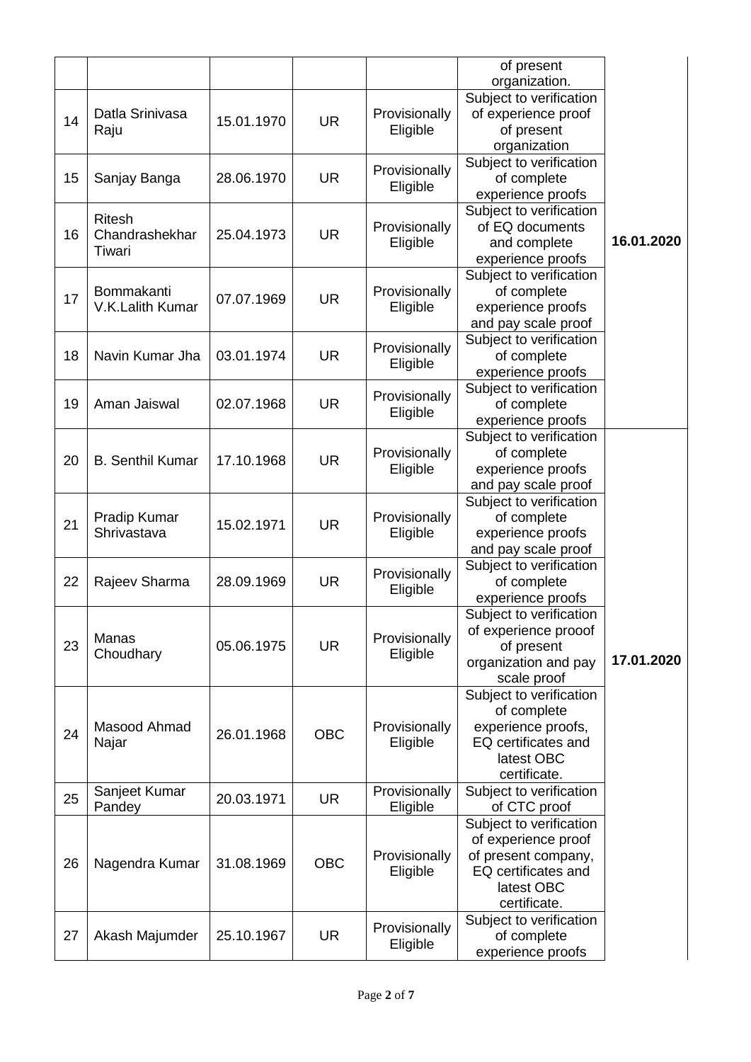| | | | | | of present organization. | |
|---|---|---|---|---|---|---|
| 14 | Datla Srinivasa Raju | 15.01.1970 | UR | Provisionally Eligible | Subject to verification of experience proof of present organization | 16.01.2020 |
| 15 | Sanjay Banga | 28.06.1970 | UR | Provisionally Eligible | Subject to verification of complete experience proofs | |
| 16 | Ritesh Chandrashekhar Tiwari | 25.04.1973 | UR | Provisionally Eligible | Subject to verification of EQ documents and complete experience proofs | |
| 17 | Bommakanti V.K.Lalith Kumar | 07.07.1969 | UR | Provisionally Eligible | Subject to verification of complete experience proofs and pay scale proof | |
| 18 | Navin Kumar Jha | 03.01.1974 | UR | Provisionally Eligible | Subject to verification of complete experience proofs | |
| 19 | Aman Jaiswal | 02.07.1968 | UR | Provisionally Eligible | Subject to verification of complete experience proofs | |
| 20 | B. Senthil Kumar | 17.10.1968 | UR | Provisionally Eligible | Subject to verification of complete experience proofs and pay scale proof | 17.01.2020 |
| 21 | Pradip Kumar Shrivastava | 15.02.1971 | UR | Provisionally Eligible | Subject to verification of complete experience proofs and pay scale proof | |
| 22 | Rajeev Sharma | 28.09.1969 | UR | Provisionally Eligible | Subject to verification of complete experience proofs | |
| 23 | Manas Choudhary | 05.06.1975 | UR | Provisionally Eligible | Subject to verification of experience prooof of present organization and pay scale proof | |
| 24 | Masood Ahmad Najar | 26.01.1968 | OBC | Provisionally Eligible | Subject to verification of complete experience proofs, EQ certificates and latest OBC certificate. | |
| 25 | Sanjeet Kumar Pandey | 20.03.1971 | UR | Provisionally Eligible | Subject to verification of CTC proof | |
| 26 | Nagendra Kumar | 31.08.1969 | OBC | Provisionally Eligible | Subject to verification of experience proof of present company, EQ certificates and latest OBC certificate. | |
| 27 | Akash Majumder | 25.10.1967 | UR | Provisionally Eligible | Subject to verification of complete experience proofs | |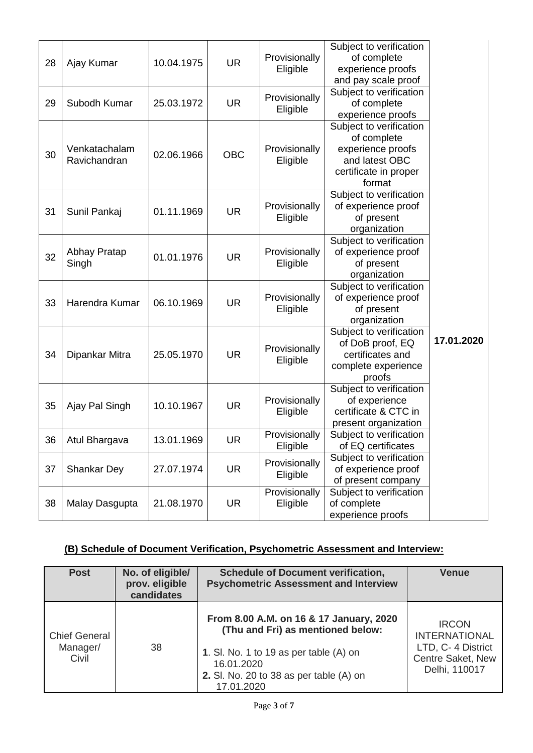| 28 | Ajay Kumar | 10.04.1975 | UR | Provisionally Eligible | Subject to verification of complete experience proofs and pay scale proof | 17.01.2020 |
|---|---|---|---|---|---|---|
| 29 | Subodh Kumar | 25.03.1972 | UR | Provisionally Eligible | Subject to verification of complete experience proofs | |
| 30 | Venkatachalam Ravichandran | 02.06.1966 | OBC | Provisionally Eligible | Subject to verification of complete experience proofs and latest OBC certificate in proper format | |
| 31 | Sunil Pankaj | 01.11.1969 | UR | Provisionally Eligible | Subject to verification of experience proof of present organization | |
| 32 | Abhay Pratap Singh | 01.01.1976 | UR | Provisionally Eligible | Subject to verification of experience proof of present organization | |
| 33 | Harendra Kumar | 06.10.1969 | UR | Provisionally Eligible | Subject to verification of experience proof of present organization | |
| 34 | Dipankar Mitra | 25.05.1970 | UR | Provisionally Eligible | Subject to verification of DoB proof, EQ certificates and complete experience proofs | |
| 35 | Ajay Pal Singh | 10.10.1967 | UR | Provisionally Eligible | Subject to verification of experience certificate & CTC in present organization | |
| 36 | Atul Bhargava | 13.01.1969 | UR | Provisionally Eligible | Subject to verification of EQ certificates | |
| 37 | Shankar Dey | 27.07.1974 | UR | Provisionally Eligible | Subject to verification of experience proof of present company | |
| 38 | Malay Dasgupta | 21.08.1970 | UR | Provisionally Eligible | Subject to verification of complete experience proofs | |

## (B) Schedule of Document Verification, Psychometric Assessment and Interview:

| Post | No. of eligible/ prov. eligible candidates | Schedule of Document verification, Psychometric Assessment and Interview | Venue |
|---|---|---|---|
| Chief General Manager/ Civil | 38 | **From 8.00 A.M. on 16 & 17 January, 2020 (Thu and Fri) as mentioned below:**<br>**1**. Sl. No. 1 to 19 as per table (A) on 16.01.2020<br>**2.** Sl. No. 20 to 38 as per table (A) on 17.01.2020 | IRCON INTERNATIONAL LTD, C- 4 District Centre Saket, New Delhi, 110017 |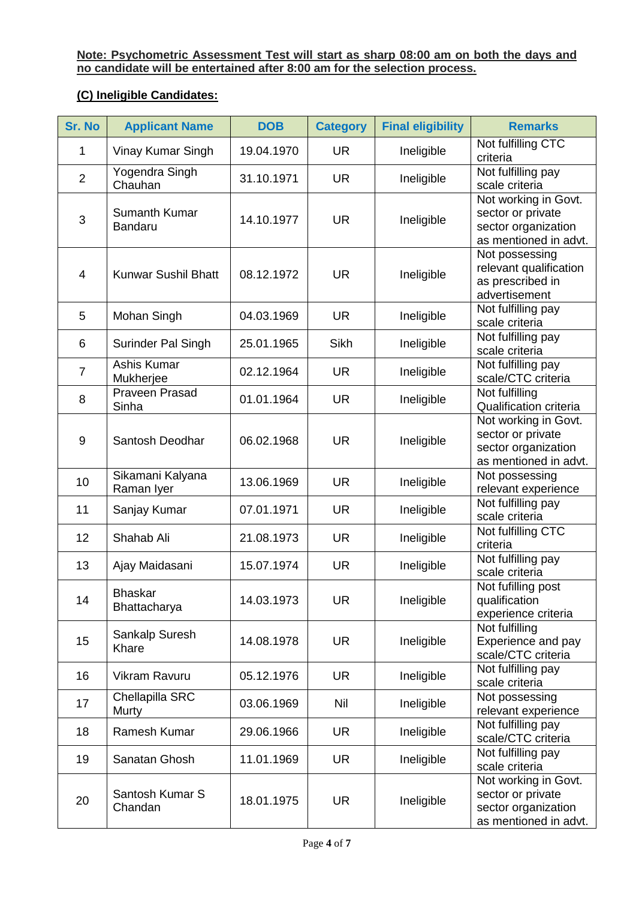**Note: Psychometric Assessment Test will start as sharp 08:00 am on both the days and no candidate will be entertained after 8:00 am for the selection process.**

**(C) Ineligible Candidates:**

| Sr. No | Applicant Name | DOB | Category | Final eligibility | Remarks |
|---|---|---|---|---|---|
| 1 | Vinay Kumar Singh | 19.04.1970 | UR | Ineligible | Not fulfilling CTC criteria |
| 2 | Yogendra Singh Chauhan | 31.10.1971 | UR | Ineligible | Not fulfilling pay scale criteria |
| 3 | Sumanth Kumar Bandaru | 14.10.1977 | UR | Ineligible | Not working in Govt. sector or private sector organization as mentioned in advt. |
| 4 | Kunwar Sushil Bhatt | 08.12.1972 | UR | Ineligible | Not possessing relevant qualification as prescribed in advertisement |
| 5 | Mohan Singh | 04.03.1969 | UR | Ineligible | Not fulfilling pay scale criteria |
| 6 | Surinder Pal Singh | 25.01.1965 | Sikh | Ineligible | Not fulfilling pay scale criteria |
| 7 | Ashis Kumar Mukherjee | 02.12.1964 | UR | Ineligible | Not fulfilling pay scale/CTC criteria |
| 8 | Praveen Prasad Sinha | 01.01.1964 | UR | Ineligible | Not fulfilling Qualification criteria |
| 9 | Santosh Deodhar | 06.02.1968 | UR | Ineligible | Not working in Govt. sector or private sector organization as mentioned in advt. |
| 10 | Sikamani Kalyana Raman Iyer | 13.06.1969 | UR | Ineligible | Not possessing relevant experience |
| 11 | Sanjay Kumar | 07.01.1971 | UR | Ineligible | Not fulfilling pay scale criteria |
| 12 | Shahab Ali | 21.08.1973 | UR | Ineligible | Not fulfilling CTC criteria |
| 13 | Ajay Maidasani | 15.07.1974 | UR | Ineligible | Not fulfilling pay scale criteria |
| 14 | Bhaskar Bhattacharya | 14.03.1973 | UR | Ineligible | Not fufilling post qualification experience criteria |
| 15 | Sankalp Suresh Khare | 14.08.1978 | UR | Ineligible | Not fulfilling Experience and pay scale/CTC criteria |
| 16 | Vikram Ravuru | 05.12.1976 | UR | Ineligible | Not fulfilling pay scale criteria |
| 17 | Chellapilla SRC Murty | 03.06.1969 | Nil | Ineligible | Not possessing relevant experience |
| 18 | Ramesh Kumar | 29.06.1966 | UR | Ineligible | Not fulfilling pay scale/CTC criteria |
| 19 | Sanatan Ghosh | 11.01.1969 | UR | Ineligible | Not fulfilling pay scale criteria |
| 20 | Santosh Kumar S Chandan | 18.01.1975 | UR | Ineligible | Not working in Govt. sector or private sector organization as mentioned in advt. |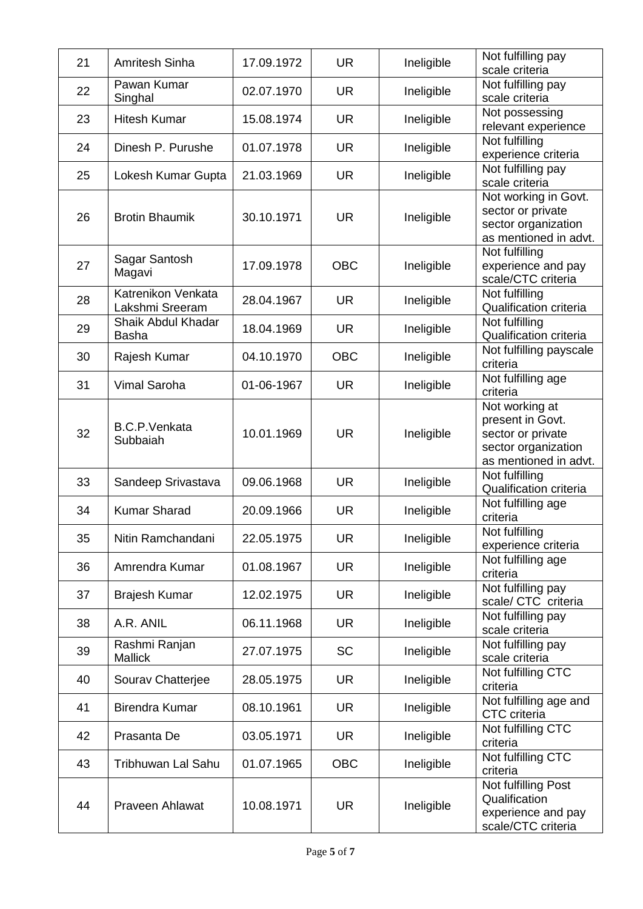| 21 | Amritesh Sinha | 17.09.1972 | UR | Ineligible | Not fulfilling pay scale criteria |
|---|---|---|---|---|---|
| 22 | Pawan Kumar Singhal | 02.07.1970 | UR | Ineligible | Not fulfilling pay scale criteria |
| 23 | Hitesh Kumar | 15.08.1974 | UR | Ineligible | Not possessing relevant experience |
| 24 | Dinesh P. Purushe | 01.07.1978 | UR | Ineligible | Not fulfilling experience criteria |
| 25 | Lokesh Kumar Gupta | 21.03.1969 | UR | Ineligible | Not fulfilling pay scale criteria |
| 26 | Brotin Bhaumik | 30.10.1971 | UR | Ineligible | Not working in Govt. sector or private sector organization as mentioned in advt. |
| 27 | Sagar Santosh Magavi | 17.09.1978 | OBC | Ineligible | Not fulfilling experience and pay scale/CTC criteria |
| 28 | Katrenikon Venkata Lakshmi Sreeram | 28.04.1967 | UR | Ineligible | Not fulfilling Qualification criteria |
| 29 | Shaik Abdul Khadar Basha | 18.04.1969 | UR | Ineligible | Not fulfilling Qualification criteria |
| 30 | Rajesh Kumar | 04.10.1970 | OBC | Ineligible | Not fulfilling payscale criteria |
| 31 | Vimal Saroha | 01-06-1967 | UR | Ineligible | Not fulfilling age criteria |
| 32 | B.C.P.Venkata Subbaiah | 10.01.1969 | UR | Ineligible | Not working at present in Govt. sector or private sector organization as mentioned in advt. |
| 33 | Sandeep Srivastava | 09.06.1968 | UR | Ineligible | Not fulfilling Qualification criteria |
| 34 | Kumar Sharad | 20.09.1966 | UR | Ineligible | Not fulfilling age criteria |
| 35 | Nitin Ramchandani | 22.05.1975 | UR | Ineligible | Not fulfilling experience criteria |
| 36 | Amrendra Kumar | 01.08.1967 | UR | Ineligible | Not fulfilling age criteria |
| 37 | Brajesh Kumar | 12.02.1975 | UR | Ineligible | Not fulfilling pay scale/ CTC criteria |
| 38 | A.R. ANIL | 06.11.1968 | UR | Ineligible | Not fulfilling pay scale criteria |
| 39 | Rashmi Ranjan Mallick | 27.07.1975 | SC | Ineligible | Not fulfilling pay scale criteria |
| 40 | Sourav Chatterjee | 28.05.1975 | UR | Ineligible | Not fulfilling CTC criteria |
| 41 | Birendra Kumar | 08.10.1961 | UR | Ineligible | Not fulfilling age and CTC criteria |
| 42 | Prasanta De | 03.05.1971 | UR | Ineligible | Not fulfilling CTC criteria |
| 43 | Tribhuwan Lal Sahu | 01.07.1965 | OBC | Ineligible | Not fulfilling CTC criteria |
| 44 | Praveen Ahlawat | 10.08.1971 | UR | Ineligible | Not fulfilling Post Qualification experience and pay scale/CTC criteria |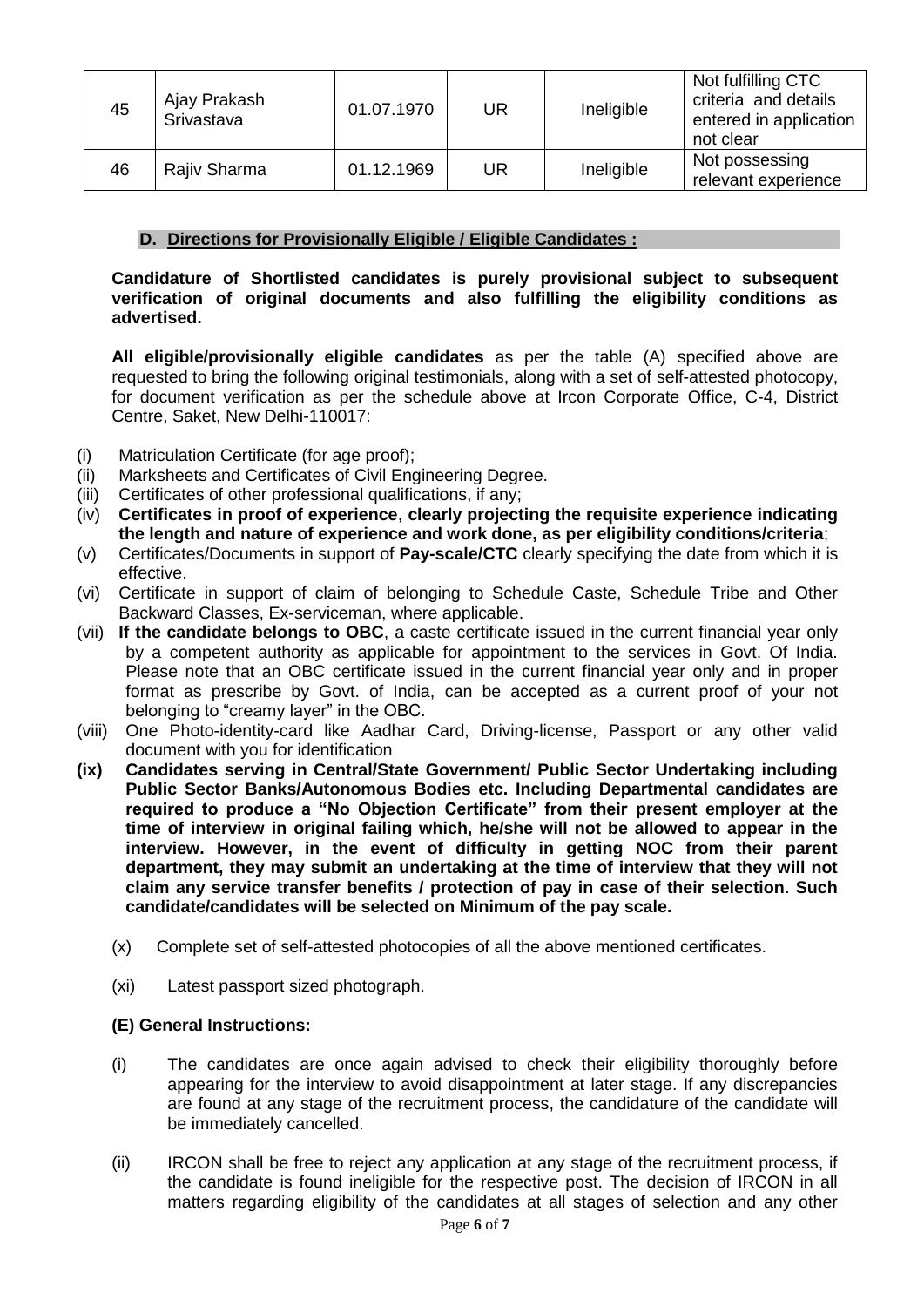| 45 | Ajay Prakash Srivastava | 01.07.1970 | UR | Ineligible | Not fulfilling CTC criteria and details entered in application not clear |
|---|---|---|---|---|---|
| 46 | Rajiv Sharma | 01.12.1969 | UR | Ineligible | Not possessing relevant experience |

### D. Directions for Provisionally Eligible / Eligible Candidates :

**Candidature of Shortlisted candidates is purely provisional subject to subsequent verification of original documents and also fulfilling the eligibility conditions as advertised.**

**All eligible/provisionally eligible candidates** as per the table (A) specified above are requested to bring the following original testimonials, along with a set of self-attested photocopy, for document verification as per the schedule above at Ircon Corporate Office, C-4, District Centre, Saket, New Delhi-110017:

(i) Matriculation Certificate (for age proof);
(ii) Marksheets and Certificates of Civil Engineering Degree.
(iii) Certificates of other professional qualifications, if any;
(iv) **Certificates in proof of experience**, **clearly projecting the requisite experience indicating the length and nature of experience and work done, as per eligibility conditions/criteria**;
(v) Certificates/Documents in support of **Pay-scale/CTC** clearly specifying the date from which it is effective.
(vi) Certificate in support of claim of belonging to Schedule Caste, Schedule Tribe and Other Backward Classes, Ex-serviceman, where applicable.
(vii) **If the candidate belongs to OBC**, a caste certificate issued in the current financial year only by a competent authority as applicable for appointment to the services in Govt. Of India. Please note that an OBC certificate issued in the current financial year only and in proper format as prescribe by Govt. of India, can be accepted as a current proof of your not belonging to "creamy layer" in the OBC.
(viii) One Photo-identity-card like Aadhar Card, Driving-license, Passport or any other valid document with you for identification
**(ix) Candidates serving in Central/State Government/ Public Sector Undertaking including Public Sector Banks/Autonomous Bodies etc. Including Departmental candidates are required to produce a "No Objection Certificate" from their present employer at the time of interview in original failing which, he/she will not be allowed to appear in the interview. However, in the event of difficulty in getting NOC from their parent department, they may submit an undertaking at the time of interview that they will not claim any service transfer benefits / protection of pay in case of their selection. Such candidate/candidates will be selected on Minimum of the pay scale.**

(x) Complete set of self-attested photocopies of all the above mentioned certificates.

(xi) Latest passport sized photograph.

### (E) General Instructions:

(i) The candidates are once again advised to check their eligibility thoroughly before appearing for the interview to avoid disappointment at later stage. If any discrepancies are found at any stage of the recruitment process, the candidature of the candidate will be immediately cancelled.

(ii) IRCON shall be free to reject any application at any stage of the recruitment process, if the candidate is found ineligible for the respective post. The decision of IRCON in all matters regarding eligibility of the candidates at all stages of selection and any other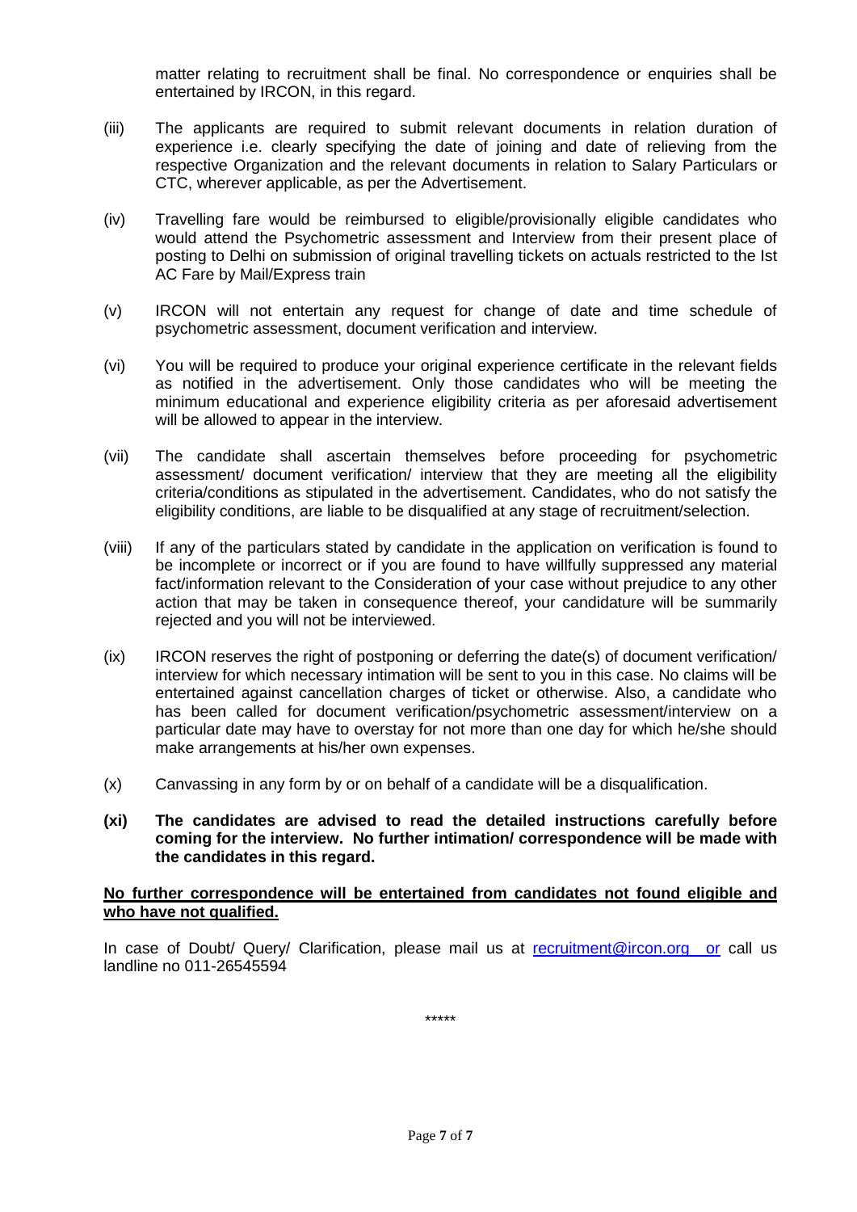matter relating to recruitment shall be final. No correspondence or enquiries shall be entertained by IRCON, in this regard.

(iii) The applicants are required to submit relevant documents in relation duration of experience i.e. clearly specifying the date of joining and date of relieving from the respective Organization and the relevant documents in relation to Salary Particulars or CTC, wherever applicable, as per the Advertisement.

(iv) Travelling fare would be reimbursed to eligible/provisionally eligible candidates who would attend the Psychometric assessment and Interview from their present place of posting to Delhi on submission of original travelling tickets on actuals restricted to the Ist AC Fare by Mail/Express train

(v) IRCON will not entertain any request for change of date and time schedule of psychometric assessment, document verification and interview.

(vi) You will be required to produce your original experience certificate in the relevant fields as notified in the advertisement. Only those candidates who will be meeting the minimum educational and experience eligibility criteria as per aforesaid advertisement will be allowed to appear in the interview.

(vii) The candidate shall ascertain themselves before proceeding for psychometric assessment/ document verification/ interview that they are meeting all the eligibility criteria/conditions as stipulated in the advertisement. Candidates, who do not satisfy the eligibility conditions, are liable to be disqualified at any stage of recruitment/selection.

(viii) If any of the particulars stated by candidate in the application on verification is found to be incomplete or incorrect or if you are found to have willfully suppressed any material fact/information relevant to the Consideration of your case without prejudice to any other action that may be taken in consequence thereof, your candidature will be summarily rejected and you will not be interviewed.

(ix) IRCON reserves the right of postponing or deferring the date(s) of document verification/ interview for which necessary intimation will be sent to you in this case. No claims will be entertained against cancellation charges of ticket or otherwise. Also, a candidate who has been called for document verification/psychometric assessment/interview on a particular date may have to overstay for not more than one day for which he/she should make arrangements at his/her own expenses.

(x) Canvassing in any form by or on behalf of a candidate will be a disqualification.

**(xi) The candidates are advised to read the detailed instructions carefully before coming for the interview. No further intimation/ correspondence will be made with the candidates in this regard.**

**No further correspondence will be entertained from candidates not found eligible and who have not qualified.**

In case of Doubt/ Query/ Clarification, please mail us at recruitment@ircon.org or call us landline no 011-26545594

*****